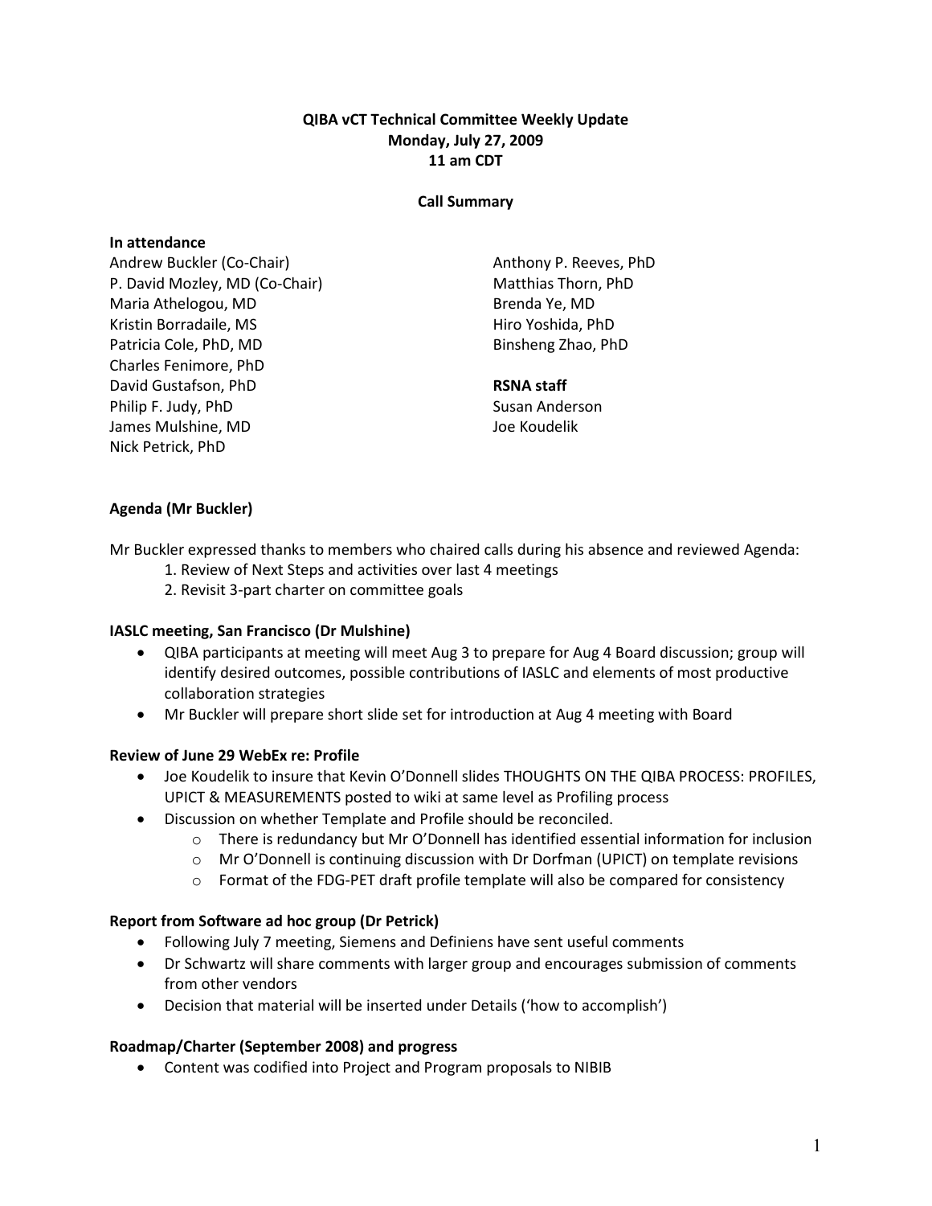**QIBA vCT Technical Committee Weekly Update**
**Monday, July 27, 2009**
**11 am CDT**

**Call Summary**

**In attendance**

Andrew Buckler (Co-Chair)
P. David Mozley, MD (Co-Chair)
Maria Athelogou, MD
Kristin Borradaile, MS
Patricia Cole, PhD, MD
Charles Fenimore, PhD
David Gustafson, PhD
Philip F. Judy, PhD
James Mulshine, MD
Nick Petrick, PhD
Anthony P. Reeves, PhD
Matthias Thorn, PhD
Brenda Ye, MD
Hiro Yoshida, PhD
Binsheng Zhao, PhD

**RSNA staff**

Susan Anderson
Joe Koudelik

**Agenda (Mr Buckler)**

Mr Buckler expressed thanks to members who chaired calls during his absence and reviewed Agenda:

1. Review of Next Steps and activities over last 4 meetings
2. Revisit 3-part charter on committee goals

**IASLC meeting, San Francisco (Dr Mulshine)**

- QIBA participants at meeting will meet Aug 3 to prepare for Aug 4 Board discussion; group will identify desired outcomes, possible contributions of IASLC and elements of most productive collaboration strategies
- Mr Buckler will prepare short slide set for introduction at Aug 4 meeting with Board

**Review of June 29 WebEx re: Profile**

- Joe Koudelik to insure that Kevin O'Donnell slides THOUGHTS ON THE QIBA PROCESS: PROFILES, UPICT & MEASUREMENTS posted to wiki at same level as Profiling process
- Discussion on whether Template and Profile should be reconciled.
    - There is redundancy but Mr O'Donnell has identified essential information for inclusion
    - Mr O'Donnell is continuing discussion with Dr Dorfman (UPICT) on template revisions
    - Format of the FDG-PET draft profile template will also be compared for consistency

**Report from Software ad hoc group (Dr Petrick)**

- Following July 7 meeting, Siemens and Definiens have sent useful comments
- Dr Schwartz will share comments with larger group and encourages submission of comments from other vendors
- Decision that material will be inserted under Details ('how to accomplish')

**Roadmap/Charter (September 2008) and progress**

- Content was codified into Project and Program proposals to NIBIB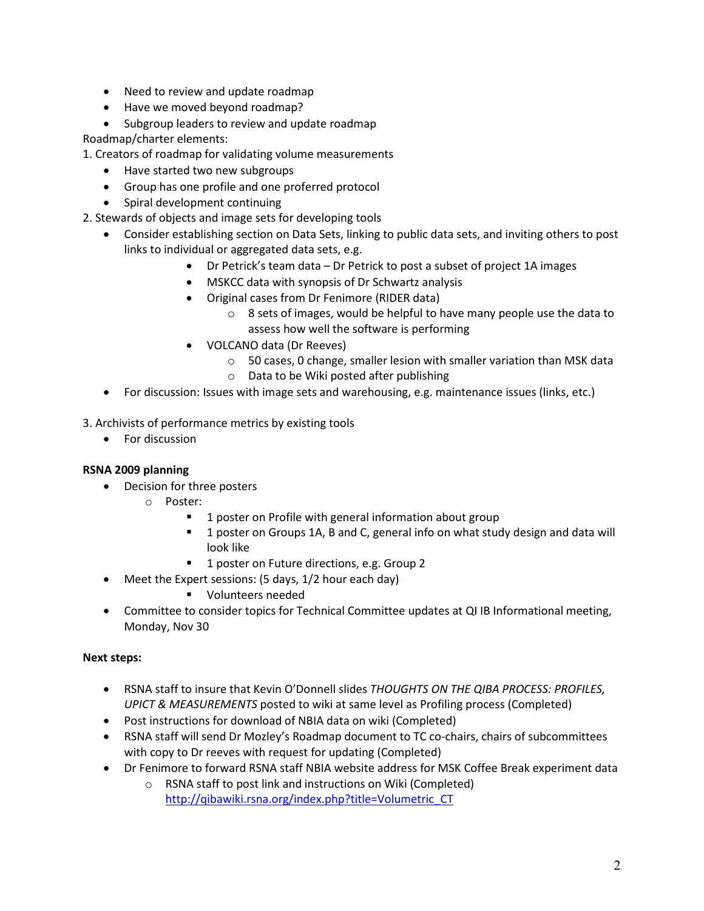- Need to review and update roadmap
- Have we moved beyond roadmap?
- Subgroup leaders to review and update roadmap

Roadmap/charter elements:

1. Creators of roadmap for validating volume measurements
   - Have started two new subgroups
   - Group has one profile and one proferred protocol
   - Spiral development continuing
2. Stewards of objects and image sets for developing tools
   - Consider establishing section on Data Sets, linking to public data sets, and inviting others to post links to individual or aggregated data sets, e.g.
     - Dr Petrick's team data – Dr Petrick to post a subset of project 1A images
     - MSKCC data with synopsis of Dr Schwartz analysis
     - Original cases from Dr Fenimore (RIDER data)
       - 8 sets of images, would be helpful to have many people use the data to assess how well the software is performing
     - VOLCANO data (Dr Reeves)
       - 50 cases, 0 change, smaller lesion with smaller variation than MSK data
       - Data to be Wiki posted after publishing
   - For discussion: Issues with image sets and warehousing, e.g. maintenance issues (links, etc.)
3. Archivists of performance metrics by existing tools
   - For discussion

**RSNA 2009 planning**

- Decision for three posters
  - Poster:
    - 1 poster on Profile with general information about group
    - 1 poster on Groups 1A, B and C, general info on what study design and data will look like
    - 1 poster on Future directions, e.g. Group 2
- Meet the Expert sessions: (5 days, 1/2 hour each day)
    - Volunteers needed
- Committee to consider topics for Technical Committee updates at QI IB Informational meeting, Monday, Nov 30

**Next steps:**

- RSNA staff to insure that Kevin O'Donnell slides *THOUGHTS ON THE QIBA PROCESS: PROFILES, UPICT & MEASUREMENTS* posted to wiki at same level as Profiling process (Completed)
- Post instructions for download of NBIA data on wiki (Completed)
- RSNA staff will send Dr Mozley's Roadmap document to TC co-chairs, chairs of subcommittees with copy to Dr reeves with request for updating (Completed)
- Dr Fenimore to forward RSNA staff NBIA website address for MSK Coffee Break experiment data
  - RSNA staff to post link and instructions on Wiki (Completed) http://qibawiki.rsna.org/index.php?title=Volumetric_CT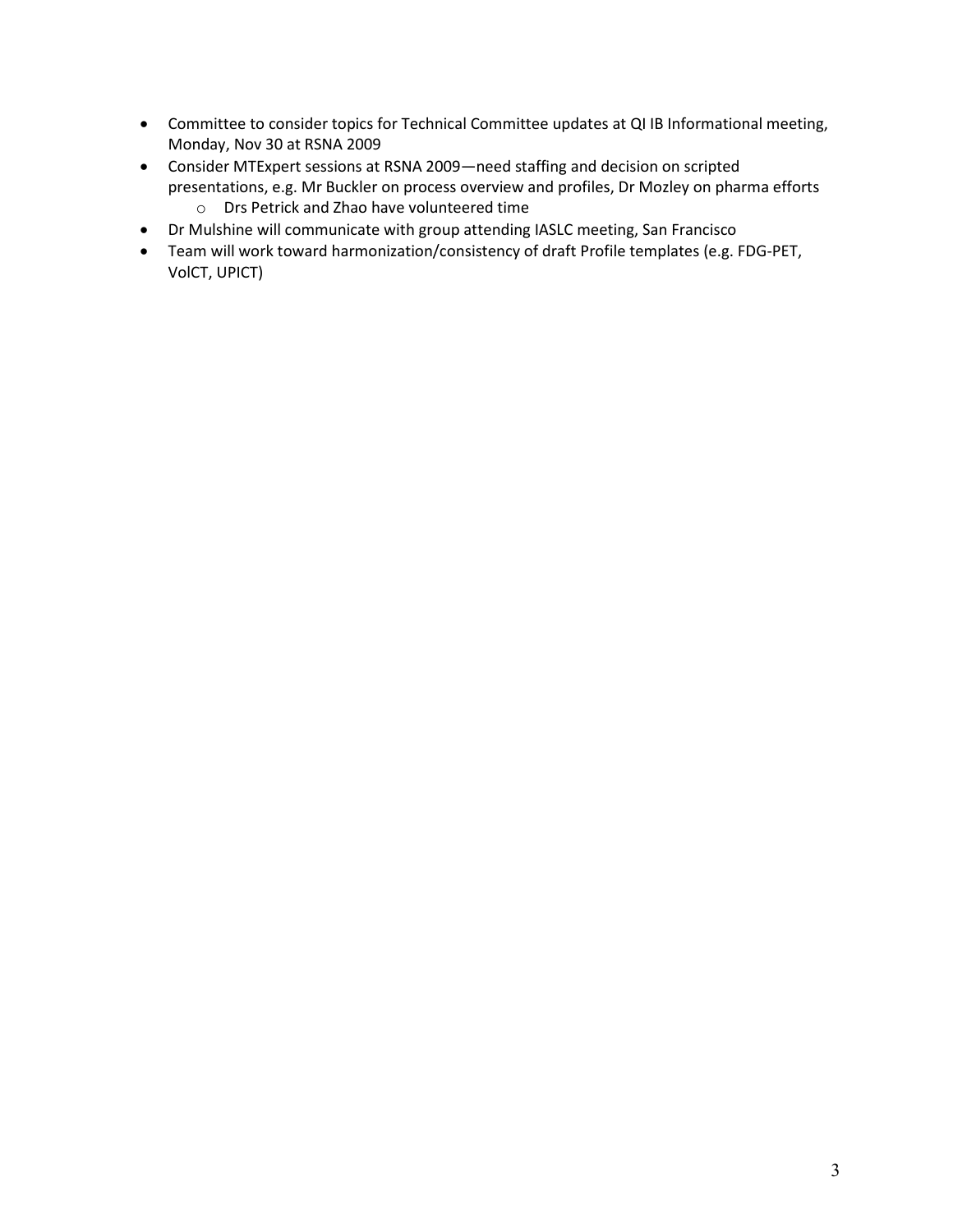- Committee to consider topics for Technical Committee updates at QI IB Informational meeting, Monday, Nov 30 at RSNA 2009
- Consider MTExpert sessions at RSNA 2009—need staffing and decision on scripted presentations, e.g. Mr Buckler on process overview and profiles, Dr Mozley on pharma efforts
  - Drs Petrick and Zhao have volunteered time
- Dr Mulshine will communicate with group attending IASLC meeting, San Francisco
- Team will work toward harmonization/consistency of draft Profile templates (e.g. FDG-PET, VolCT, UPICT)